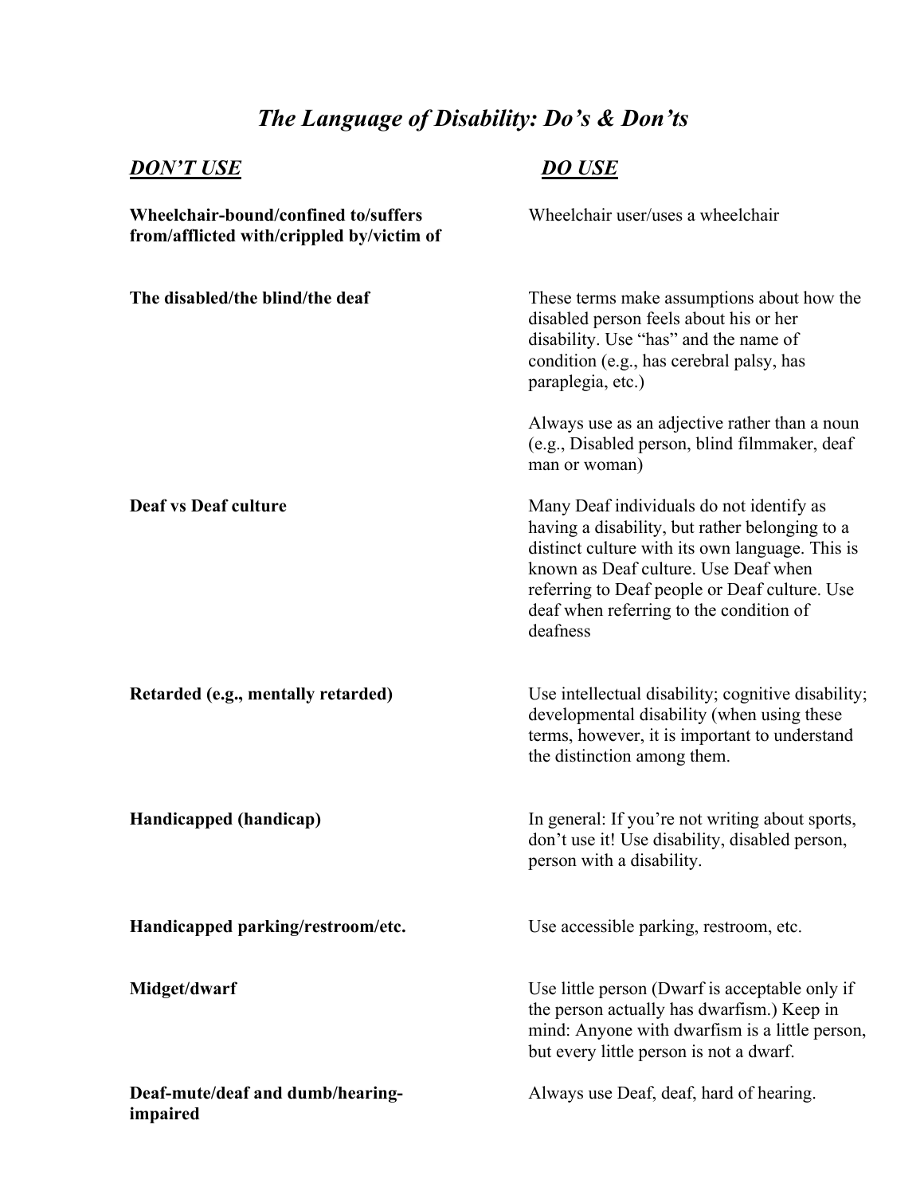# *The Language of Disability: Do's & Don'ts*

| ***<u>DON'T USE</u>*** | ***<u>DO USE</u>*** |
|---|---|
| **Wheelchair-bound/confined to/suffers from/afflicted with/crippled by/victim of** | Wheelchair user/uses a wheelchair |
| **The disabled/the blind/the deaf** | These terms make assumptions about how the disabled person feels about his or her disability. Use "has" and the name of condition (e.g., has cerebral palsy, has paraplegia, etc.)<br><br>Always use as an adjective rather than a noun (e.g., Disabled person, blind filmmaker, deaf man or woman) |
| **Deaf vs Deaf culture** | Many Deaf individuals do not identify as having a disability, but rather belonging to a distinct culture with its own language. This is known as Deaf culture. Use Deaf when referring to Deaf people or Deaf culture. Use deaf when referring to the condition of deafness |
| **Retarded (e.g., mentally retarded)** | Use intellectual disability; cognitive disability; developmental disability (when using these terms, however, it is important to understand the distinction among them. |
| **Handicapped (handicap)** | In general: If you're not writing about sports, don't use it! Use disability, disabled person, person with a disability. |
| **Handicapped parking/restroom/etc.** | Use accessible parking, restroom, etc. |
| **Midget/dwarf** | Use little person (Dwarf is acceptable only if the person actually has dwarfism.) Keep in mind: Anyone with dwarfism is a little person, but every little person is not a dwarf. |
| **Deaf-mute/deaf and dumb/hearing-impaired** | Always use Deaf, deaf, hard of hearing. |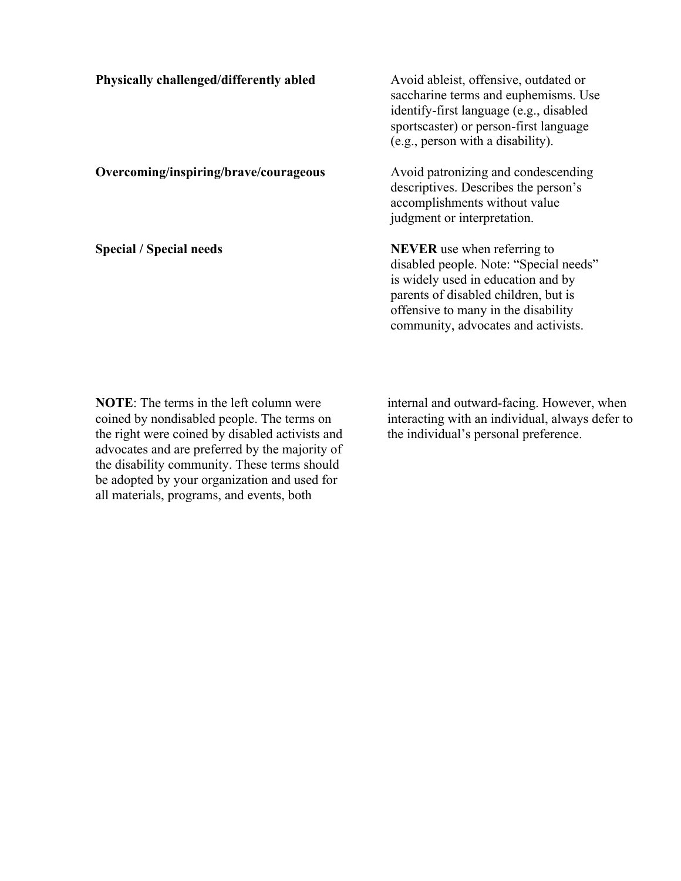| | |
|---|---|
| **Physically challenged/differently abled** | Avoid ableist, offensive, outdated or saccharine terms and euphemisms. Use identify-first language (e.g., disabled sportscaster) or person-first language (e.g., person with a disability). |
| **Overcoming/inspiring/brave/courageous** | Avoid patronizing and condescending descriptives. Describes the person's accomplishments without value judgment or interpretation. |
| **Special / Special needs** | **NEVER** use when referring to disabled people. Note: "Special needs" is widely used in education and by parents of disabled children, but is offensive to many in the disability community, advocates and activists. |

**NOTE**: The terms in the left column were coined by nondisabled people. The terms on the right were coined by disabled activists and advocates and are preferred by the majority of the disability community. These terms should be adopted by your organization and used for all materials, programs, and events, both internal and outward-facing. However, when interacting with an individual, always defer to the individual's personal preference.